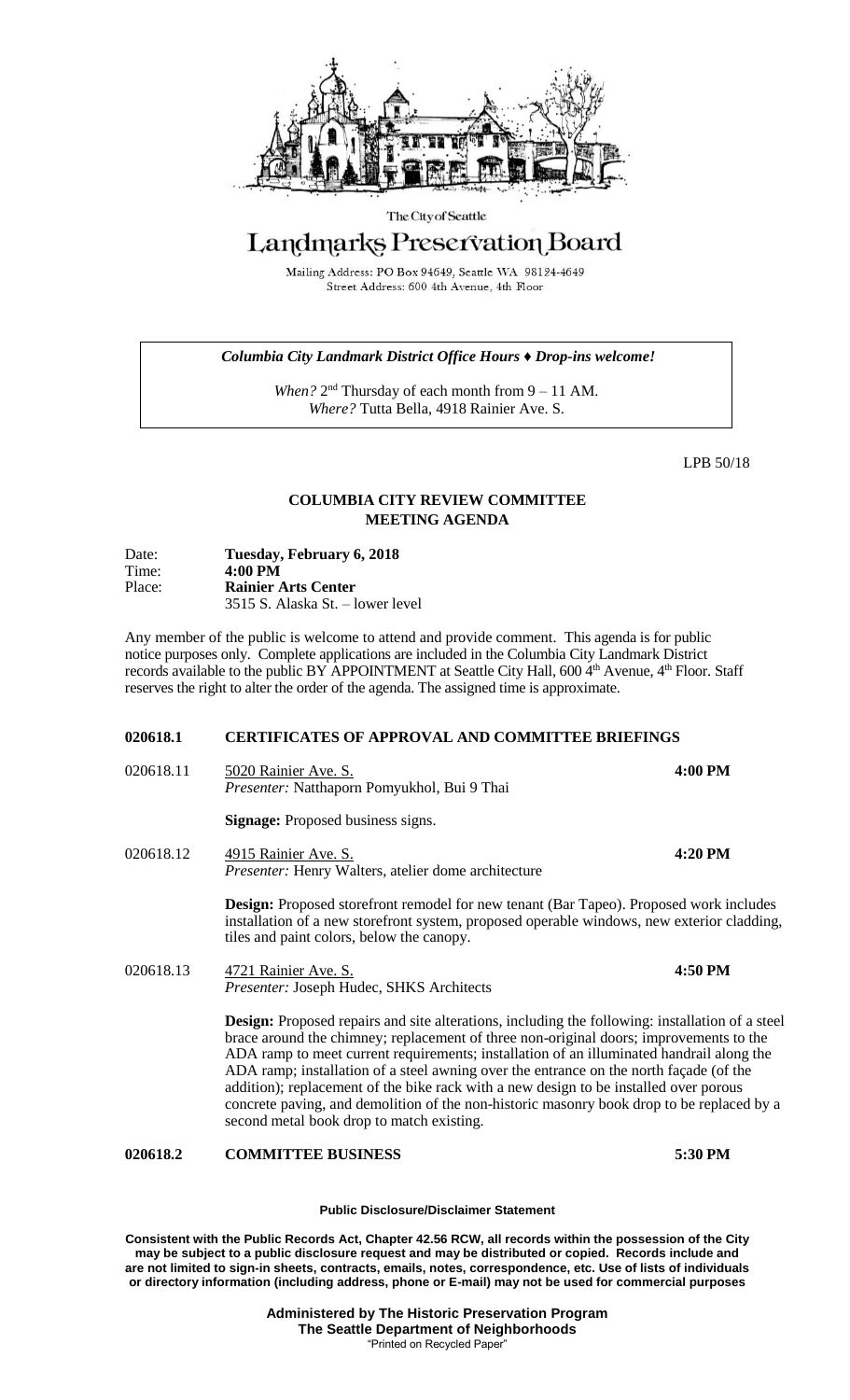The City of Seattle

# Landmarks Preservation Board

Mailing Address: PO Box 94649, Seattle WA 98124-4649
Street Address: 600 4th Avenue, 4th Floor

> ***Columbia City Landmark District Office Hours ♦ Drop-ins welcome!***
>
> *When?* 2nd Thursday of each month from 9 – 11 AM.
> *Where?* Tutta Bella, 4918 Rainier Ave. S.

LPB 50/18

## COLUMBIA CITY REVIEW COMMITTEE
## MEETING AGENDA

| | |
|---|---|
| Date: | **Tuesday, February 6, 2018** |
| Time: | **4:00 PM** |
| Place: | **Rainier Arts Center** |
| | 3515 S. Alaska St. – lower level |

Any member of the public is welcome to attend and provide comment. This agenda is for public notice purposes only. Complete applications are included in the Columbia City Landmark District records available to the public BY APPOINTMENT at Seattle City Hall, 600 4th Avenue, 4th Floor. Staff reserves the right to alter the order of the agenda. The assigned time is approximate.

**020618.1 CERTIFICATES OF APPROVAL AND COMMITTEE BRIEFINGS**

020618.11 5020 Rainier Ave. S. — **4:00 PM**
*Presenter:* Natthaporn Pomyukhol, Bui 9 Thai

**Signage:** Proposed business signs.

020618.12 4915 Rainier Ave. S. — **4:20 PM**
*Presenter:* Henry Walters, atelier dome architecture

**Design:** Proposed storefront remodel for new tenant (Bar Tapeo). Proposed work includes installation of a new storefront system, proposed operable windows, new exterior cladding, tiles and paint colors, below the canopy.

020618.13 4721 Rainier Ave. S. — **4:50 PM**
*Presenter:* Joseph Hudec, SHKS Architects

**Design:** Proposed repairs and site alterations, including the following: installation of a steel brace around the chimney; replacement of three non-original doors; improvements to the ADA ramp to meet current requirements; installation of an illuminated handrail along the ADA ramp; installation of a steel awning over the entrance on the north façade (of the addition); replacement of the bike rack with a new design to be installed over porous concrete paving, and demolition of the non-historic masonry book drop to be replaced by a second metal book drop to match existing.

**020618.2 COMMITTEE BUSINESS** — **5:30 PM**

**Public Disclosure/Disclaimer Statement**

**Consistent with the Public Records Act, Chapter 42.56 RCW, all records within the possession of the City may be subject to a public disclosure request and may be distributed or copied. Records include and are not limited to sign-in sheets, contracts, emails, notes, correspondence, etc. Use of lists of individuals or directory information (including address, phone or E-mail) may not be used for commercial purposes**

**Administered by The Historic Preservation Program**
**The Seattle Department of Neighborhoods**
"Printed on Recycled Paper"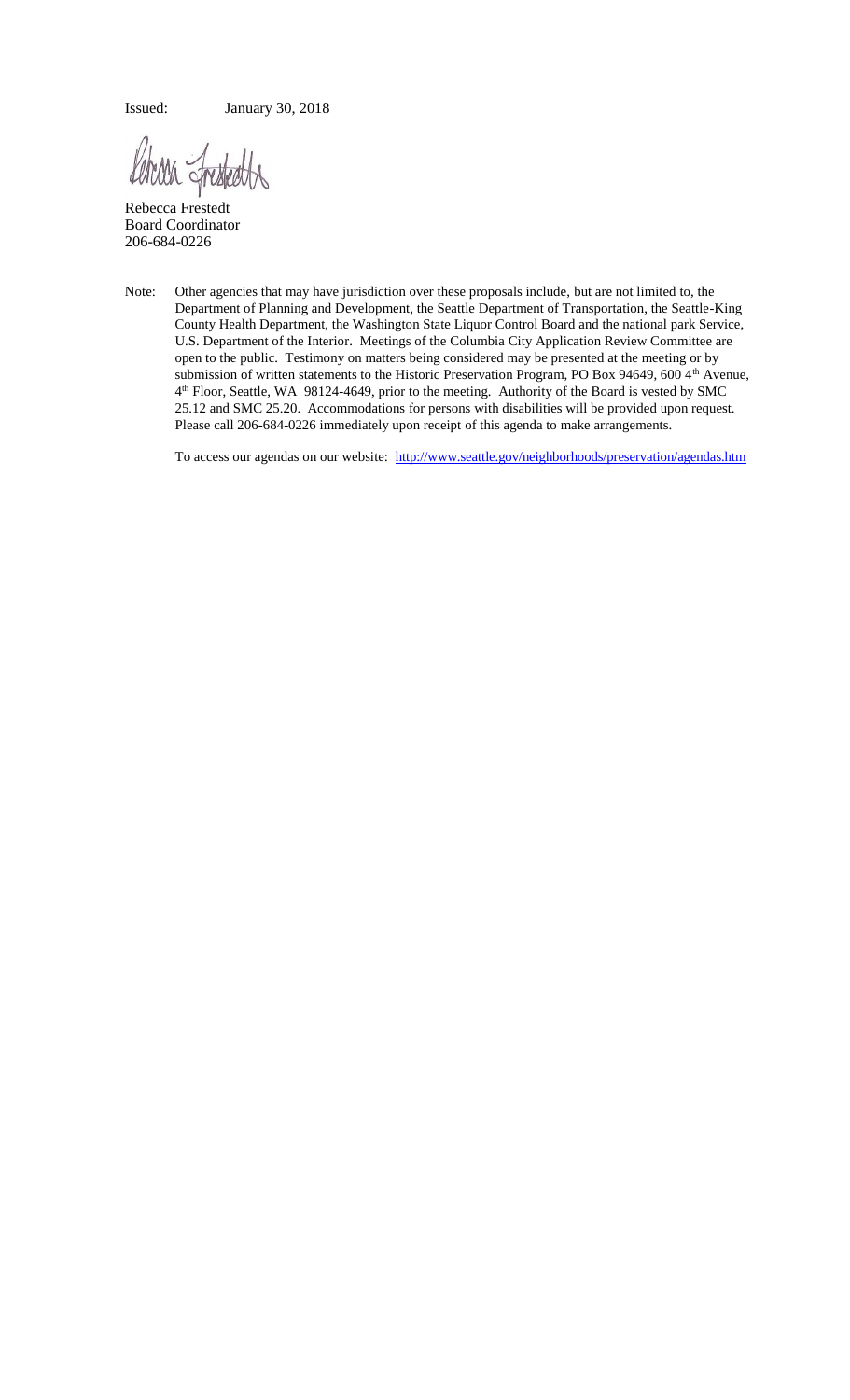Issued: January 30, 2018

Rebecca Frestedt
Board Coordinator
206-684-0226

Note: Other agencies that may have jurisdiction over these proposals include, but are not limited to, the Department of Planning and Development, the Seattle Department of Transportation, the Seattle-King County Health Department, the Washington State Liquor Control Board and the national park Service, U.S. Department of the Interior. Meetings of the Columbia City Application Review Committee are open to the public. Testimony on matters being considered may be presented at the meeting or by submission of written statements to the Historic Preservation Program, PO Box 94649, 600 4th Avenue, 4th Floor, Seattle, WA 98124-4649, prior to the meeting. Authority of the Board is vested by SMC 25.12 and SMC 25.20. Accommodations for persons with disabilities will be provided upon request. Please call 206-684-0226 immediately upon receipt of this agenda to make arrangements.

To access our agendas on our website: http://www.seattle.gov/neighborhoods/preservation/agendas.htm